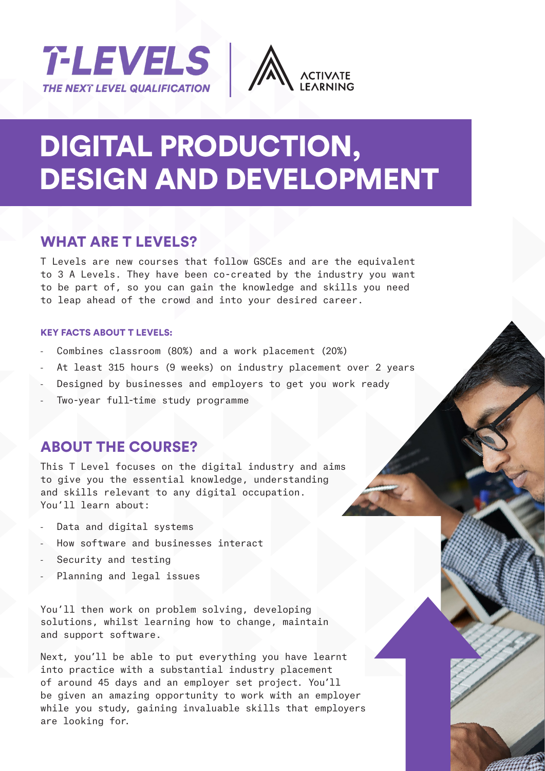T-LEVELS
*THE NEXT LEVEL QUALIFICATION*

ACTIVATE LEARNING

# DIGITAL PRODUCTION, DESIGN AND DEVELOPMENT

## WHAT ARE T LEVELS?

T Levels are new courses that follow GSCEs and are the equivalent to 3 A Levels. They have been co-created by the industry you want to be part of, so you can gain the knowledge and skills you need to leap ahead of the crowd and into your desired career.

#### KEY FACTS ABOUT T LEVELS:

- Combines classroom (80%) and a work placement (20%)
- At least 315 hours (9 weeks) on industry placement over 2 years
- Designed by businesses and employers to get you work ready
- Two-year full-time study programme

## ABOUT THE COURSE?

This T Level focuses on the digital industry and aims to give you the essential knowledge, understanding and skills relevant to any digital occupation. You'll learn about:

- Data and digital systems
- How software and businesses interact
- Security and testing
- Planning and legal issues

You'll then work on problem solving, developing solutions, whilst learning how to change, maintain and support software.

Next, you'll be able to put everything you have learnt into practice with a substantial industry placement of around 45 days and an employer set project. You'll be given an amazing opportunity to work with an employer while you study, gaining invaluable skills that employers are looking for.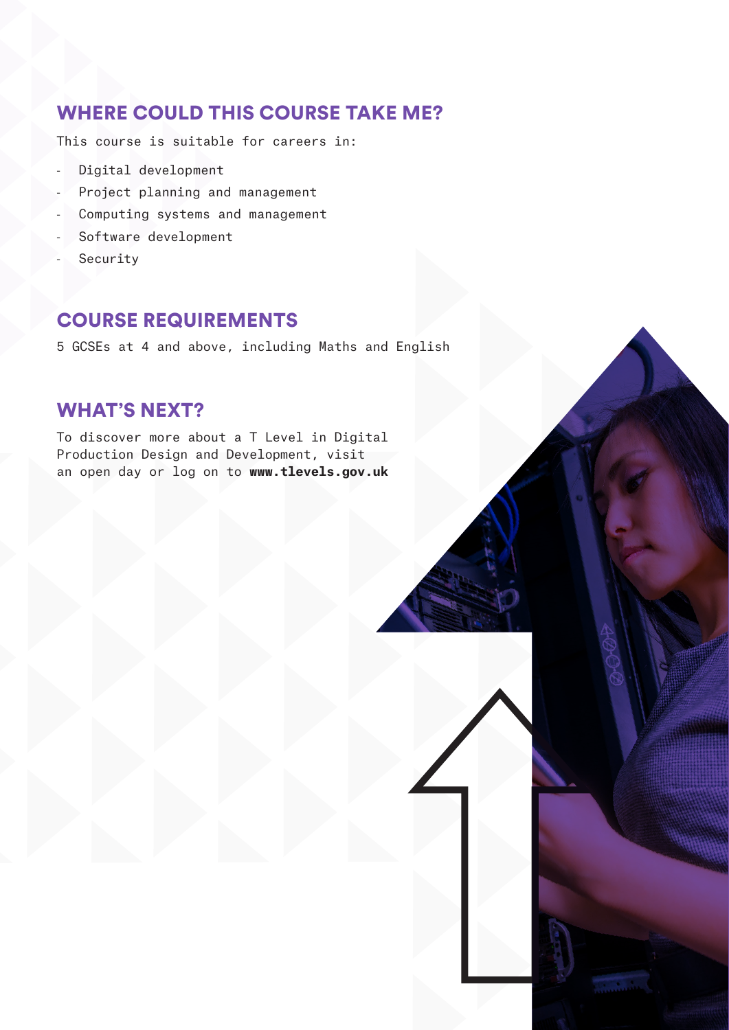## WHERE COULD THIS COURSE TAKE ME?

This course is suitable for careers in:

- Digital development
- Project planning and management
- Computing systems and management
- Software development
- Security

## COURSE REQUIREMENTS

5 GCSEs at 4 and above, including Maths and English

## WHAT'S NEXT?

To discover more about a T Level in Digital Production Design and Development, visit an open day or log on to **www.tlevels.gov.uk**